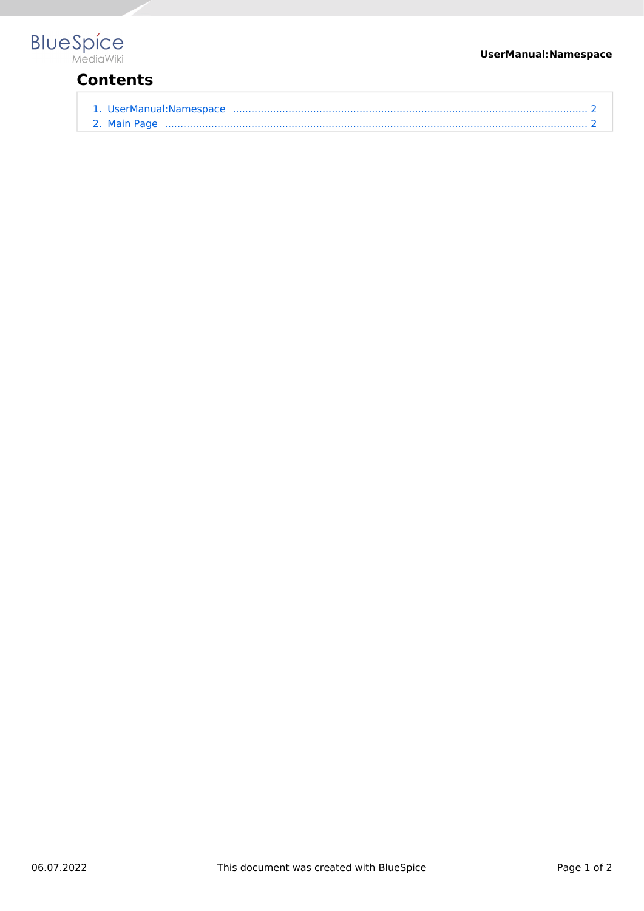# Contents

1. UserManual:Namespace .......... 2
2. Main Page .......... 2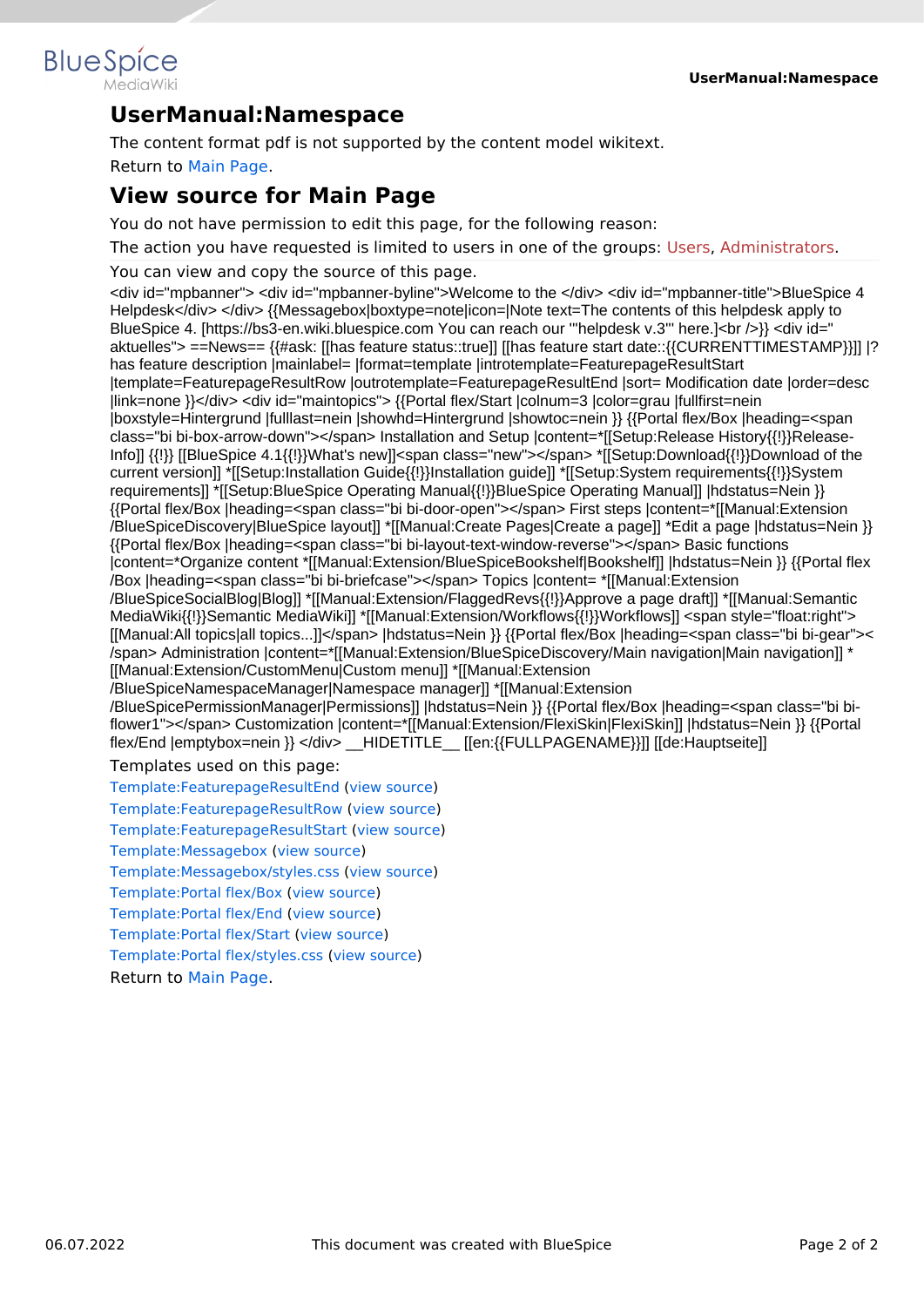# UserManual:Namespace

The content format pdf is not supported by the content model wikitext.

Return to Main Page.

# View source for Main Page

You do not have permission to edit this page, for the following reason:

The action you have requested is limited to users in one of the groups: Users, Administrators.

You can view and copy the source of this page.

<div id="mpbanner"> <div id="mpbanner-byline">Welcome to the </div> <div id="mpbanner-title">BlueSpice 4 Helpdesk</div> </div> {{Messagebox|boxtype=note|icon=|Note text=The contents of this helpdesk apply to BlueSpice 4. [https://bs3-en.wiki.bluespice.com You can reach our '''helpdesk v.3''' here.]<br />}} <div id=" aktuelles"> ==News== {{#ask: [[has feature status::true]] [[has feature start date::{{CURRENTTIMESTAMP}}]] |?has feature description |mainlabel= |format=template |introtemplate=FeaturepageResultStart |template=FeaturepageResultRow |outrotemplate=FeaturepageResultEnd |sort= Modification date |order=desc |link=none }}</div> <div id="maintopics"> {{Portal flex/Start |colnum=3 |color=grau |fullfirst=nein |boxstyle=Hintergrund |fulllast=nein |showhd=Hintergrund |showtoc=nein }} {{Portal flex/Box |heading=<span class="bi bi-box-arrow-down"></span> Installation and Setup |content=*[[Setup:Release History{{!}}Release-Info]] {{!}} [[BlueSpice 4.1{{!}}What's new]]<span class="new"></span> *[[Setup:Download{{!}}Download of the current version]] *[[Setup:Installation Guide{{!}}Installation guide]] *[[Setup:System requirements{{!}}System requirements]] *[[Setup:BlueSpice Operating Manual{{!}}BlueSpice Operating Manual]] |hdstatus=Nein }} {{Portal flex/Box |heading=<span class="bi bi-door-open"></span> First steps |content=*[[Manual:Extension /BlueSpiceDiscovery|BlueSpice layout]] *[[Manual:Create Pages|Create a page]] *Edit a page |hdstatus=Nein }} {{Portal flex/Box |heading=<span class="bi bi-layout-text-window-reverse"></span> Basic functions |content=*Organize content *[[Manual:Extension/BlueSpiceBookshelf|Bookshelf]] |hdstatus=Nein }} {{Portal flex /Box |heading=<span class="bi bi-briefcase"></span> Topics |content= *[[Manual:Extension /BlueSpiceSocialBlog|Blog]] *[[Manual:Extension/FlaggedRevs{{!}}Approve a page draft]] *[[Manual:Semantic MediaWiki{{!}}Semantic MediaWiki]] *[[Manual:Extension/Workflows{{!}}Workflows]] <span style="float:right"> [[Manual:All topics|all topics...]]</span> |hdstatus=Nein }} {{Portal flex/Box |heading=<span class="bi bi-gear">< /span> Administration |content=*[[Manual:Extension/BlueSpiceDiscovery/Main navigation|Main navigation]] * [[Manual:Extension/CustomMenu|Custom menu]] *[[Manual:Extension /BlueSpiceNamespaceManager|Namespace manager]] *[[Manual:Extension /BlueSpicePermissionManager|Permissions]] |hdstatus=Nein }} {{Portal flex/Box |heading=<span class="bi bi-flower1"></span> Customization |content=*[[Manual:Extension/FlexiSkin|FlexiSkin]] |hdstatus=Nein }} {{Portal flex/End |emptybox=nein }} </div> __HIDETITLE__ [[en:{{FULLPAGENAME}}]] [[de:Hauptseite]]

Templates used on this page:

- Template:FeaturepageResultEnd (view source)
- Template:FeaturepageResultRow (view source)
- Template:FeaturepageResultStart (view source)
- Template:Messagebox (view source)
- Template:Messagebox/styles.css (view source)
- Template:Portal flex/Box (view source)
- Template:Portal flex/End (view source)
- Template:Portal flex/Start (view source)
- Template:Portal flex/styles.css (view source)

Return to Main Page.